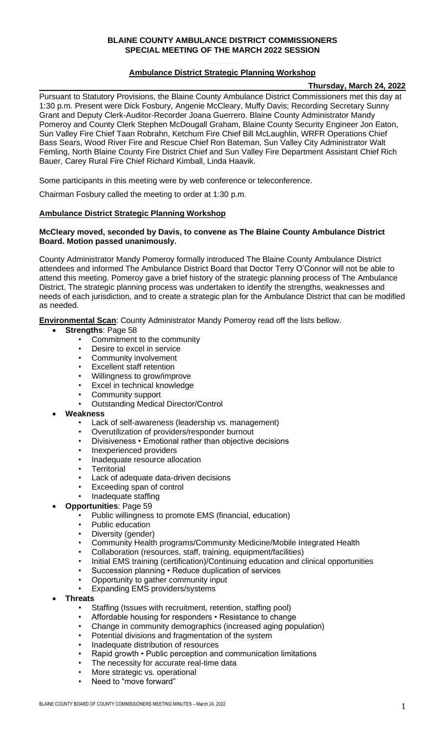**BLAINE COUNTY AMBULANCE DISTRICT COMMISSIONERS**
**SPECIAL MEETING OF THE MARCH 2022 SESSION**

**Ambulance District Strategic Planning Workshop**

**Thursday, March 24, 2022**

Pursuant to Statutory Provisions, the Blaine County Ambulance District Commissioners met this day at 1:30 p.m. Present were Dick Fosbury, Angenie McCleary, Muffy Davis; Recording Secretary Sunny Grant and Deputy Clerk-Auditor-Recorder Joana Guerrero. Blaine County Administrator Mandy Pomeroy and County Clerk Stephen McDougall Graham, Blaine County Security Engineer Jon Eaton, Sun Valley Fire Chief Taan Robrahn, Ketchum Fire Chief Bill McLaughlin, WRFR Operations Chief Bass Sears, Wood River Fire and Rescue Chief Ron Bateman, Sun Valley City Administrator Walt Femling, North Blaine County Fire District Chief and Sun Valley Fire Department Assistant Chief Rich Bauer, Carey Rural Fire Chief Richard Kimball, Linda Haavik.

Some participants in this meeting were by web conference or teleconference.

Chairman Fosbury called the meeting to order at 1:30 p.m.

**Ambulance District Strategic Planning Workshop**

**McCleary moved, seconded by Davis, to convene as The Blaine County Ambulance District Board. Motion passed unanimously.**

County Administrator Mandy Pomeroy formally introduced The Blaine County Ambulance District attendees and informed The Ambulance District Board that Doctor Terry O'Connor will not be able to attend this meeting. Pomeroy gave a brief history of the strategic planning process of The Ambulance District. The strategic planning process was undertaken to identify the strengths, weaknesses and needs of each jurisdiction, and to create a strategic plan for the Ambulance District that can be modified as needed.

**Environmental Scan**: County Administrator Mandy Pomeroy read off the lists bellow.

- **Strengths**: Page 58
  - Commitment to the community
  - Desire to excel in service
  - Community involvement
  - Excellent staff retention
  - Willingness to grow/improve
  - Excel in technical knowledge
  - Community support
  - Outstanding Medical Director/Control
- **Weakness**
  - Lack of self-awareness (leadership vs. management)
  - Overutilization of providers/responder burnout
  - Divisiveness • Emotional rather than objective decisions
  - Inexperienced providers
  - Inadequate resource allocation
  - Territorial
  - Lack of adequate data-driven decisions
  - Exceeding span of control
  - Inadequate staffing
- **Opportunities**: Page 59
  - Public willingness to promote EMS (financial, education)
  - Public education
  - Diversity (gender)
  - Community Health programs/Community Medicine/Mobile Integrated Health
  - Collaboration (resources, staff, training, equipment/facilities)
  - Initial EMS training (certification)/Continuing education and clinical opportunities
  - Succession planning • Reduce duplication of services
  - Opportunity to gather community input
  - Expanding EMS providers/systems
- **Threats**
  - Staffing (Issues with recruitment, retention, staffing pool)
  - Affordable housing for responders • Resistance to change
  - Change in community demographics (increased aging population)
  - Potential divisions and fragmentation of the system
  - Inadequate distribution of resources
  - Rapid growth • Public perception and communication limitations
  - The necessity for accurate real-time data
  - More strategic vs. operational
  - Need to "move forward"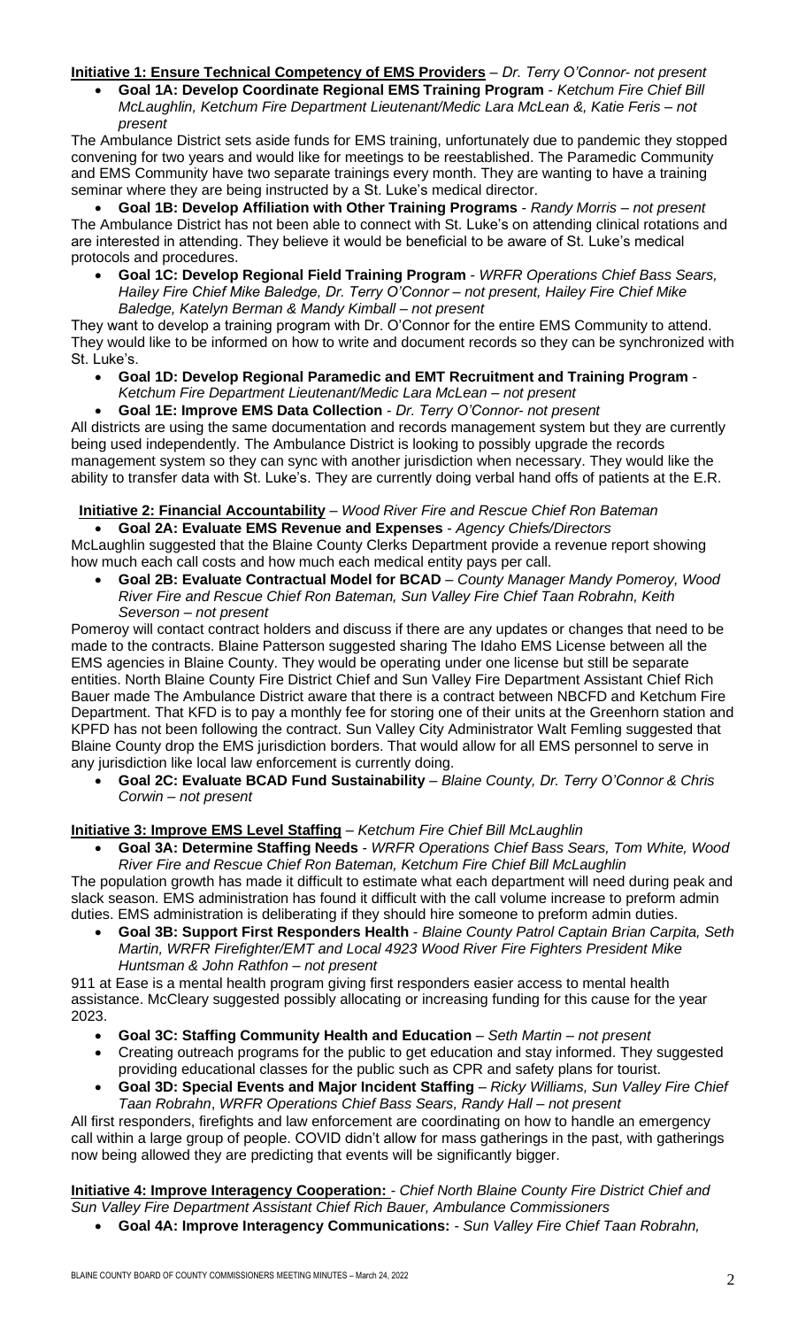**Initiative 1: Ensure Technical Competency of EMS Providers** – *Dr. Terry O'Connor- not present*

- **Goal 1A: Develop Coordinate Regional EMS Training Program** - *Ketchum Fire Chief Bill McLaughlin, Ketchum Fire Department Lieutenant/Medic Lara McLean &, Katie Feris – not present*

The Ambulance District sets aside funds for EMS training, unfortunately due to pandemic they stopped convening for two years and would like for meetings to be reestablished. The Paramedic Community and EMS Community have two separate trainings every month. They are wanting to have a training seminar where they are being instructed by a St. Luke's medical director.

- **Goal 1B: Develop Affiliation with Other Training Programs** - *Randy Morris – not present*

The Ambulance District has not been able to connect with St. Luke's on attending clinical rotations and are interested in attending. They believe it would be beneficial to be aware of St. Luke's medical protocols and procedures.

- **Goal 1C: Develop Regional Field Training Program** - *WRFR Operations Chief Bass Sears, Hailey Fire Chief Mike Baledge, Dr. Terry O'Connor – not present, Hailey Fire Chief Mike Baledge, Katelyn Berman & Mandy Kimball – not present*

They want to develop a training program with Dr. O'Connor for the entire EMS Community to attend. They would like to be informed on how to write and document records so they can be synchronized with St. Luke's.

- **Goal 1D: Develop Regional Paramedic and EMT Recruitment and Training Program** - *Ketchum Fire Department Lieutenant/Medic Lara McLean – not present*
- **Goal 1E: Improve EMS Data Collection** - *Dr. Terry O'Connor- not present*

All districts are using the same documentation and records management system but they are currently being used independently. The Ambulance District is looking to possibly upgrade the records management system so they can sync with another jurisdiction when necessary. They would like the ability to transfer data with St. Luke's. They are currently doing verbal hand offs of patients at the E.R.

**Initiative 2: Financial Accountability** – *Wood River Fire and Rescue Chief Ron Bateman*

- **Goal 2A: Evaluate EMS Revenue and Expenses** - *Agency Chiefs/Directors*

McLaughlin suggested that the Blaine County Clerks Department provide a revenue report showing how much each call costs and how much each medical entity pays per call.

- **Goal 2B: Evaluate Contractual Model for BCAD** – *County Manager Mandy Pomeroy, Wood River Fire and Rescue Chief Ron Bateman, Sun Valley Fire Chief Taan Robrahn, Keith Severson – not present*

Pomeroy will contact contract holders and discuss if there are any updates or changes that need to be made to the contracts. Blaine Patterson suggested sharing The Idaho EMS License between all the EMS agencies in Blaine County. They would be operating under one license but still be separate entities. North Blaine County Fire District Chief and Sun Valley Fire Department Assistant Chief Rich Bauer made The Ambulance District aware that there is a contract between NBCFD and Ketchum Fire Department. That KFD is to pay a monthly fee for storing one of their units at the Greenhorn station and KPFD has not been following the contract. Sun Valley City Administrator Walt Femling suggested that Blaine County drop the EMS jurisdiction borders. That would allow for all EMS personnel to serve in any jurisdiction like local law enforcement is currently doing.

- **Goal 2C: Evaluate BCAD Fund Sustainability** – *Blaine County, Dr. Terry O'Connor & Chris Corwin – not present*

**Initiative 3: Improve EMS Level Staffing** – *Ketchum Fire Chief Bill McLaughlin*

- **Goal 3A: Determine Staffing Needs** - *WRFR Operations Chief Bass Sears, Tom White, Wood River Fire and Rescue Chief Ron Bateman, Ketchum Fire Chief Bill McLaughlin*

The population growth has made it difficult to estimate what each department will need during peak and slack season. EMS administration has found it difficult with the call volume increase to preform admin duties. EMS administration is deliberating if they should hire someone to preform admin duties.

- **Goal 3B: Support First Responders Health** - *Blaine County Patrol Captain Brian Carpita, Seth Martin, WRFR Firefighter/EMT and Local 4923 Wood River Fire Fighters President Mike Huntsman & John Rathfon – not present*

911 at Ease is a mental health program giving first responders easier access to mental health assistance. McCleary suggested possibly allocating or increasing funding for this cause for the year 2023.

- **Goal 3C: Staffing Community Health and Education** – *Seth Martin – not present*
- Creating outreach programs for the public to get education and stay informed. They suggested providing educational classes for the public such as CPR and safety plans for tourist.
- **Goal 3D: Special Events and Major Incident Staffing** – *Ricky Williams, Sun Valley Fire Chief Taan Robrahn, WRFR Operations Chief Bass Sears, Randy Hall – not present*

All first responders, firefights and law enforcement are coordinating on how to handle an emergency call within a large group of people. COVID didn't allow for mass gatherings in the past, with gatherings now being allowed they are predicting that events will be significantly bigger.

**Initiative 4: Improve Interagency Cooperation:** - *Chief North Blaine County Fire District Chief and Sun Valley Fire Department Assistant Chief Rich Bauer, Ambulance Commissioners*

- **Goal 4A: Improve Interagency Communications:** - *Sun Valley Fire Chief Taan Robrahn,*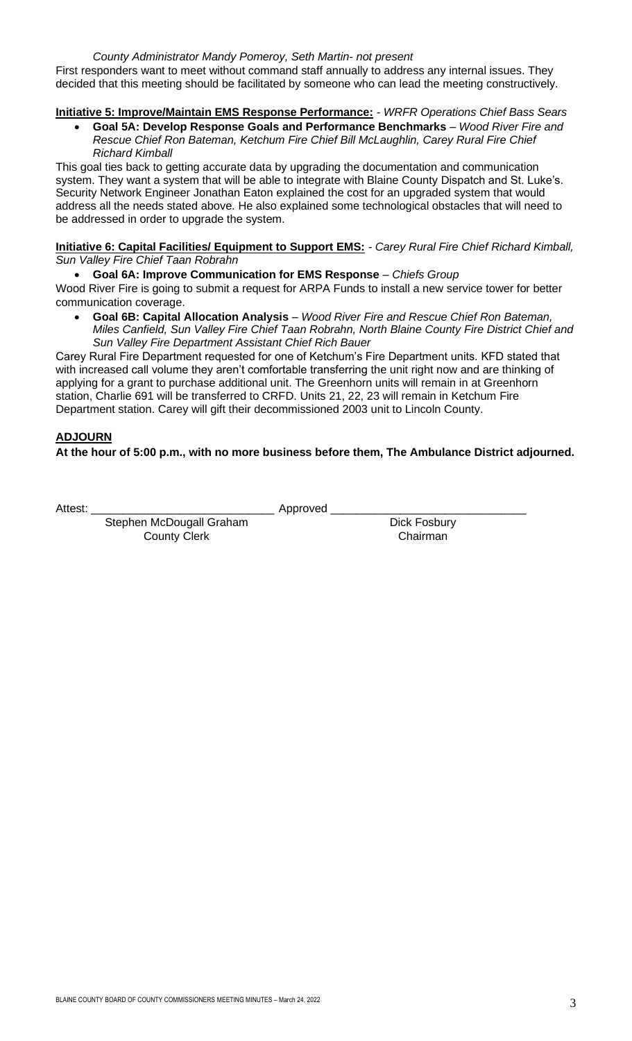*County Administrator Mandy Pomeroy, Seth Martin- not present*

First responders want to meet without command staff annually to address any internal issues. They decided that this meeting should be facilitated by someone who can lead the meeting constructively.

**Initiative 5: Improve/Maintain EMS Response Performance:** - *WRFR Operations Chief Bass Sears*

- **Goal 5A: Develop Response Goals and Performance Benchmarks** – *Wood River Fire and Rescue Chief Ron Bateman, Ketchum Fire Chief Bill McLaughlin, Carey Rural Fire Chief Richard Kimball*

This goal ties back to getting accurate data by upgrading the documentation and communication system. They want a system that will be able to integrate with Blaine County Dispatch and St. Luke's. Security Network Engineer Jonathan Eaton explained the cost for an upgraded system that would address all the needs stated above. He also explained some technological obstacles that will need to be addressed in order to upgrade the system.

**Initiative 6: Capital Facilities/ Equipment to Support EMS:** - *Carey Rural Fire Chief Richard Kimball, Sun Valley Fire Chief Taan Robrahn*

- **Goal 6A: Improve Communication for EMS Response** – *Chiefs Group*

Wood River Fire is going to submit a request for ARPA Funds to install a new service tower for better communication coverage.

- **Goal 6B: Capital Allocation Analysis** – *Wood River Fire and Rescue Chief Ron Bateman, Miles Canfield, Sun Valley Fire Chief Taan Robrahn, North Blaine County Fire District Chief and Sun Valley Fire Department Assistant Chief Rich Bauer*

Carey Rural Fire Department requested for one of Ketchum's Fire Department units. KFD stated that with increased call volume they aren't comfortable transferring the unit right now and are thinking of applying for a grant to purchase additional unit. The Greenhorn units will remain in at Greenhorn station, Charlie 691 will be transferred to CRFD. Units 21, 22, 23 will remain in Ketchum Fire Department station. Carey will gift their decommissioned 2003 unit to Lincoln County.

**ADJOURN**

**At the hour of 5:00 p.m., with no more business before them, The Ambulance District adjourned.**

Attest: ____________________________ Approved ______________________________

Stephen McDougall Graham
County Clerk

Dick Fosbury
Chairman